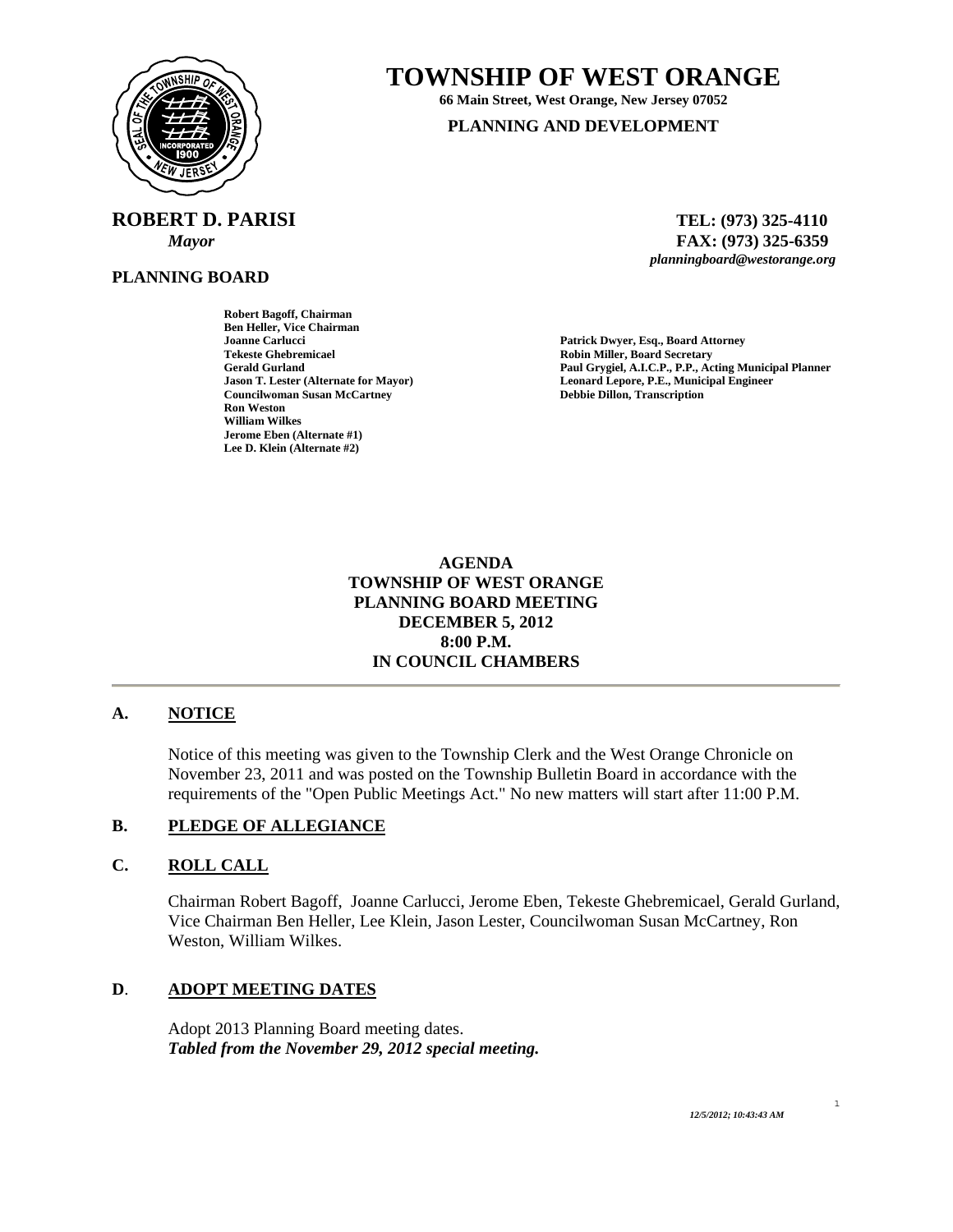# TOWNSHIP OF WEST ORANGE

**66 Main Street, West Orange, New Jersey 07052**

**PLANNING AND DEVELOPMENT**

**ROBERT D. PARISI**
*Mayor*

**TEL: (973) 325-4110**
**FAX: (973) 325-6359**
*planningboard@westorange.org*

**PLANNING BOARD**

**Robert Bagoff, Chairman**
**Ben Heller, Vice Chairman**
**Joanne Carlucci**
**Tekeste Ghebremicael**
**Gerald Gurland**
**Jason T. Lester (Alternate for Mayor)**
**Councilwoman Susan McCartney**
**Ron Weston**
**William Wilkes**
**Jerome Eben (Alternate #1)**
**Lee D. Klein (Alternate #2)**

**Patrick Dwyer, Esq., Board Attorney**
**Robin Miller, Board Secretary**
**Paul Grygiel, A.I.C.P., P.P., Acting Municipal Planner**
**Leonard Lepore, P.E., Municipal Engineer**
**Debbie Dillon, Transcription**

**AGENDA**
**TOWNSHIP OF WEST ORANGE**
**PLANNING BOARD MEETING**
**DECEMBER 5, 2012**
**8:00 P.M.**
**IN COUNCIL CHAMBERS**

---

## A. NOTICE

Notice of this meeting was given to the Township Clerk and the West Orange Chronicle on November 23, 2011 and was posted on the Township Bulletin Board in accordance with the requirements of the "Open Public Meetings Act." No new matters will start after 11:00 P.M.

## B. PLEDGE OF ALLEGIANCE

## C. ROLL CALL

Chairman Robert Bagoff, Joanne Carlucci, Jerome Eben, Tekeste Ghebremicael, Gerald Gurland, Vice Chairman Ben Heller, Lee Klein, Jason Lester, Councilwoman Susan McCartney, Ron Weston, William Wilkes.

## D. ADOPT MEETING DATES

Adopt 2013 Planning Board meeting dates.
***Tabled from the November 29, 2012 special meeting.***

*12/5/2012; 10:43:43 AM*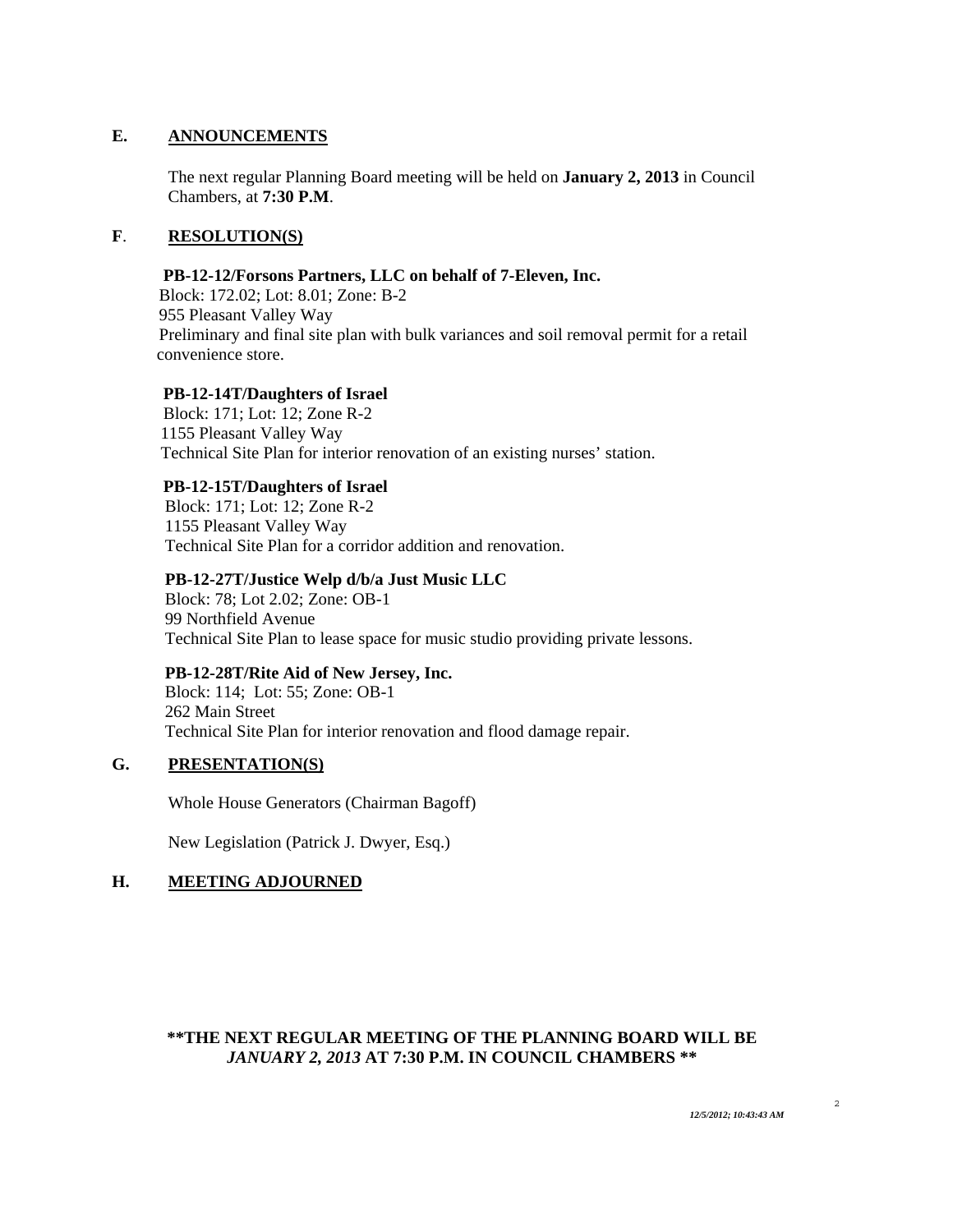## E. ANNOUNCEMENTS

The next regular Planning Board meeting will be held on **January 2, 2013** in Council Chambers, at **7:30 P.M**.

## F. RESOLUTION(S)

**PB-12-12/Forsons Partners, LLC on behalf of 7-Eleven, Inc.**
Block: 172.02; Lot: 8.01; Zone: B-2
955 Pleasant Valley Way
Preliminary and final site plan with bulk variances and soil removal permit for a retail convenience store.

**PB-12-14T/Daughters of Israel**
Block: 171; Lot: 12; Zone R-2
1155 Pleasant Valley Way
Technical Site Plan for interior renovation of an existing nurses' station.

**PB-12-15T/Daughters of Israel**
Block: 171; Lot: 12; Zone R-2
1155 Pleasant Valley Way
Technical Site Plan for a corridor addition and renovation.

**PB-12-27T/Justice Welp d/b/a Just Music LLC**
Block: 78; Lot 2.02; Zone: OB-1
99 Northfield Avenue
Technical Site Plan to lease space for music studio providing private lessons.

**PB-12-28T/Rite Aid of New Jersey, Inc.**
Block: 114; Lot: 55; Zone: OB-1
262 Main Street
Technical Site Plan for interior renovation and flood damage repair.

## G. PRESENTATION(S)

Whole House Generators (Chairman Bagoff)

New Legislation (Patrick J. Dwyer, Esq.)

## H. MEETING ADJOURNED

**\*\*THE NEXT REGULAR MEETING OF THE PLANNING BOARD WILL BE *JANUARY 2, 2013* AT 7:30 P.M. IN COUNCIL CHAMBERS \*\***

*12/5/2012; 10:43:43 AM*